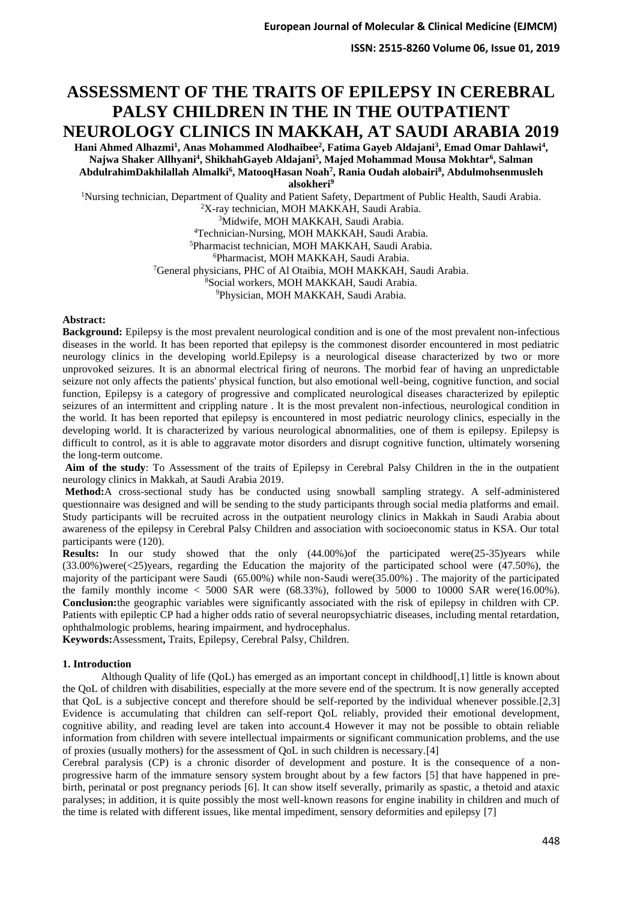# ASSESSMENT OF THE TRAITS OF EPILEPSY IN CEREBRAL PALSY CHILDREN IN THE IN THE OUTPATIENT NEUROLOGY CLINICS IN MAKKAH, AT SAUDI ARABIA 2019

**Hani Ahmed Alhazmi[1], Anas Mohammed Alodhaibee[2], Fatima Gayeb Aldajani[3], Emad Omar Dahlawi[4], Najwa Shaker Allhyani[4], ShikhahGayeb Aldajani[5], Majed Mohammad Mousa Mokhtar[6], Salman AbdulrahimDakhilallah Almalki[6], MatooqHasan Noah[7], Rania Oudah alobairi[8], Abdulmohsenmusleh alsokheri[9]**

[1]Nursing technician, Department of Quality and Patient Safety, Department of Public Health, Saudi Arabia.
[2]X-ray technician, MOH MAKKAH, Saudi Arabia.
[3]Midwife, MOH MAKKAH, Saudi Arabia.
[4]Technician-Nursing, MOH MAKKAH, Saudi Arabia.
[5]Pharmacist technician, MOH MAKKAH, Saudi Arabia.
[6]Pharmacist, MOH MAKKAH, Saudi Arabia.
[7]General physicians, PHC of Al Otaibia, MOH MAKKAH, Saudi Arabia.
[8]Social workers, MOH MAKKAH, Saudi Arabia.
[9]Physician, MOH MAKKAH, Saudi Arabia.

**Abstract:**

**Background:** Epilepsy is the most prevalent neurological condition and is one of the most prevalent non-infectious diseases in the world. It has been reported that epilepsy is the commonest disorder encountered in most pediatric neurology clinics in the developing world.Epilepsy is a neurological disease characterized by two or more unprovoked seizures. It is an abnormal electrical firing of neurons. The morbid fear of having an unpredictable seizure not only affects the patients' physical function, but also emotional well-being, cognitive function, and social function, Epilepsy is a category of progressive and complicated neurological diseases characterized by epileptic seizures of an intermittent and crippling nature . It is the most prevalent non-infectious, neurological condition in the world. It has been reported that epilepsy is encountered in most pediatric neurology clinics, especially in the developing world. It is characterized by various neurological abnormalities, one of them is epilepsy. Epilepsy is difficult to control, as it is able to aggravate motor disorders and disrupt cognitive function, ultimately worsening the long-term outcome.

**Aim of the study**: To Assessment of the traits of Epilepsy in Cerebral Palsy Children in the in the outpatient neurology clinics in Makkah, at Saudi Arabia 2019.

**Method:**A cross-sectional study has be conducted using snowball sampling strategy. A self-administered questionnaire was designed and will be sending to the study participants through social media platforms and email. Study participants will be recruited across in the outpatient neurology clinics in Makkah in Saudi Arabia about awareness of the epilepsy in Cerebral Palsy Children and association with socioeconomic status in KSA. Our total participants were (120).

**Results:** In our study showed that the only (44.00%)of the participated were(25-35)years while (33.00%)were(<25)years, regarding the Education the majority of the participated school were (47.50%), the majority of the participant were Saudi (65.00%) while non-Saudi were(35.00%) . The majority of the participated the family monthly income < 5000 SAR were (68.33%), followed by 5000 to 10000 SAR were(16.00%).

**Conclusion:**the geographic variables were significantly associated with the risk of epilepsy in children with CP. Patients with epileptic CP had a higher odds ratio of several neuropsychiatric diseases, including mental retardation, ophthalmologic problems, hearing impairment, and hydrocephalus.

**Keywords:**Assessment**,** Traits, Epilepsy, Cerebral Palsy, Children.

## 1. Introduction

Although Quality of life (QoL) has emerged as an important concept in childhood[,1] little is known about the QoL of children with disabilities, especially at the more severe end of the spectrum. It is now generally accepted that QoL is a subjective concept and therefore should be self-reported by the individual whenever possible.[2,3] Evidence is accumulating that children can self-report QoL reliably, provided their emotional development, cognitive ability, and reading level are taken into account.4 However it may not be possible to obtain reliable information from children with severe intellectual impairments or significant communication problems, and the use of proxies (usually mothers) for the assessment of QoL in such children is necessary.[4]

Cerebral paralysis (CP) is a chronic disorder of development and posture. It is the consequence of a non-progressive harm of the immature sensory system brought about by a few factors [5] that have happened in pre-birth, perinatal or post pregnancy periods [6]. It can show itself severally, primarily as spastic, a thetoid and ataxic paralyses; in addition, it is quite possibly the most well-known reasons for engine inability in children and much of the time is related with different issues, like mental impediment, sensory deformities and epilepsy [7]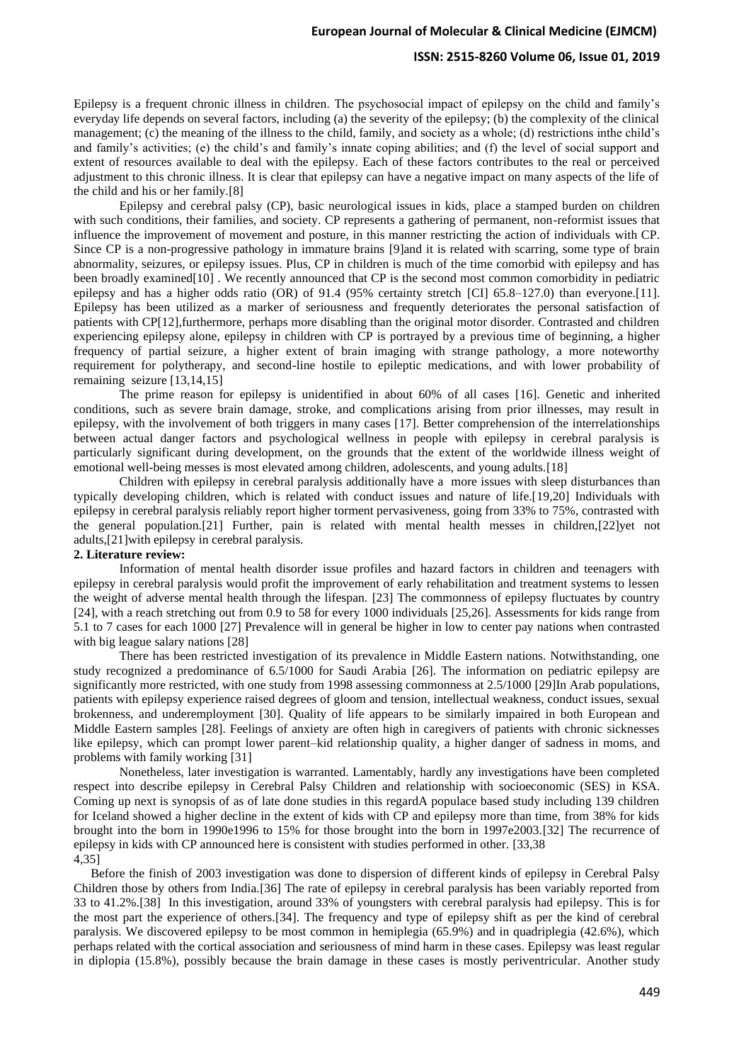Epilepsy is a frequent chronic illness in children. The psychosocial impact of epilepsy on the child and family's everyday life depends on several factors, including (a) the severity of the epilepsy; (b) the complexity of the clinical management; (c) the meaning of the illness to the child, family, and society as a whole; (d) restrictions inthe child's and family's activities; (e) the child's and family's innate coping abilities; and (f) the level of social support and extent of resources available to deal with the epilepsy. Each of these factors contributes to the real or perceived adjustment to this chronic illness. It is clear that epilepsy can have a negative impact on many aspects of the life of the child and his or her family.[8]

Epilepsy and cerebral palsy (CP), basic neurological issues in kids, place a stamped burden on children with such conditions, their families, and society. CP represents a gathering of permanent, non-reformist issues that influence the improvement of movement and posture, in this manner restricting the action of individuals with CP. Since CP is a non-progressive pathology in immature brains [9]and it is related with scarring, some type of brain abnormality, seizures, or epilepsy issues. Plus, CP in children is much of the time comorbid with epilepsy and has been broadly examined[10] . We recently announced that CP is the second most common comorbidity in pediatric epilepsy and has a higher odds ratio (OR) of 91.4 (95% certainty stretch [CI] 65.8–127.0) than everyone.[11]. Epilepsy has been utilized as a marker of seriousness and frequently deteriorates the personal satisfaction of patients with CP[12],furthermore, perhaps more disabling than the original motor disorder. Contrasted and children experiencing epilepsy alone, epilepsy in children with CP is portrayed by a previous time of beginning, a higher frequency of partial seizure, a higher extent of brain imaging with strange pathology, a more noteworthy requirement for polytherapy, and second-line hostile to epileptic medications, and with lower probability of remaining seizure [13,14,15]

The prime reason for epilepsy is unidentified in about 60% of all cases [16]. Genetic and inherited conditions, such as severe brain damage, stroke, and complications arising from prior illnesses, may result in epilepsy, with the involvement of both triggers in many cases [17]. Better comprehension of the interrelationships between actual danger factors and psychological wellness in people with epilepsy in cerebral paralysis is particularly significant during development, on the grounds that the extent of the worldwide illness weight of emotional well-being messes is most elevated among children, adolescents, and young adults.[18]

Children with epilepsy in cerebral paralysis additionally have a more issues with sleep disturbances than typically developing children, which is related with conduct issues and nature of life.[19,20] Individuals with epilepsy in cerebral paralysis reliably report higher torment pervasiveness, going from 33% to 75%, contrasted with the general population.[21] Further, pain is related with mental health messes in children,[22]yet not adults,[21]with epilepsy in cerebral paralysis.

## 2. Literature review:

Information of mental health disorder issue profiles and hazard factors in children and teenagers with epilepsy in cerebral paralysis would profit the improvement of early rehabilitation and treatment systems to lessen the weight of adverse mental health through the lifespan. [23] The commonness of epilepsy fluctuates by country [24], with a reach stretching out from 0.9 to 58 for every 1000 individuals [25,26]. Assessments for kids range from 5.1 to 7 cases for each 1000 [27] Prevalence will in general be higher in low to center pay nations when contrasted with big league salary nations [28]

There has been restricted investigation of its prevalence in Middle Eastern nations. Notwithstanding, one study recognized a predominance of 6.5/1000 for Saudi Arabia [26]. The information on pediatric epilepsy are significantly more restricted, with one study from 1998 assessing commonness at 2.5/1000 [29]In Arab populations, patients with epilepsy experience raised degrees of gloom and tension, intellectual weakness, conduct issues, sexual brokenness, and underemployment [30]. Quality of life appears to be similarly impaired in both European and Middle Eastern samples [28]. Feelings of anxiety are often high in caregivers of patients with chronic sicknesses like epilepsy, which can prompt lower parent–kid relationship quality, a higher danger of sadness in moms, and problems with family working [31]

Nonetheless, later investigation is warranted. Lamentably, hardly any investigations have been completed respect into describe epilepsy in Cerebral Palsy Children and relationship with socioeconomic (SES) in KSA. Coming up next is synopsis of as of late done studies in this regardA populace based study including 139 children for Iceland showed a higher decline in the extent of kids with CP and epilepsy more than time, from 38% for kids brought into the born in 1990e1996 to 15% for those brought into the born in 1997e2003.[32] The recurrence of epilepsy in kids with CP announced here is consistent with studies performed in other. [33,38 4,35]

Before the finish of 2003 investigation was done to dispersion of different kinds of epilepsy in Cerebral Palsy Children those by others from India.[36] The rate of epilepsy in cerebral paralysis has been variably reported from 33 to 41.2%.[38] In this investigation, around 33% of youngsters with cerebral paralysis had epilepsy. This is for the most part the experience of others.[34]. The frequency and type of epilepsy shift as per the kind of cerebral paralysis. We discovered epilepsy to be most common in hemiplegia (65.9%) and in quadriplegia (42.6%), which perhaps related with the cortical association and seriousness of mind harm in these cases. Epilepsy was least regular in diplopia (15.8%), possibly because the brain damage in these cases is mostly periventricular. Another study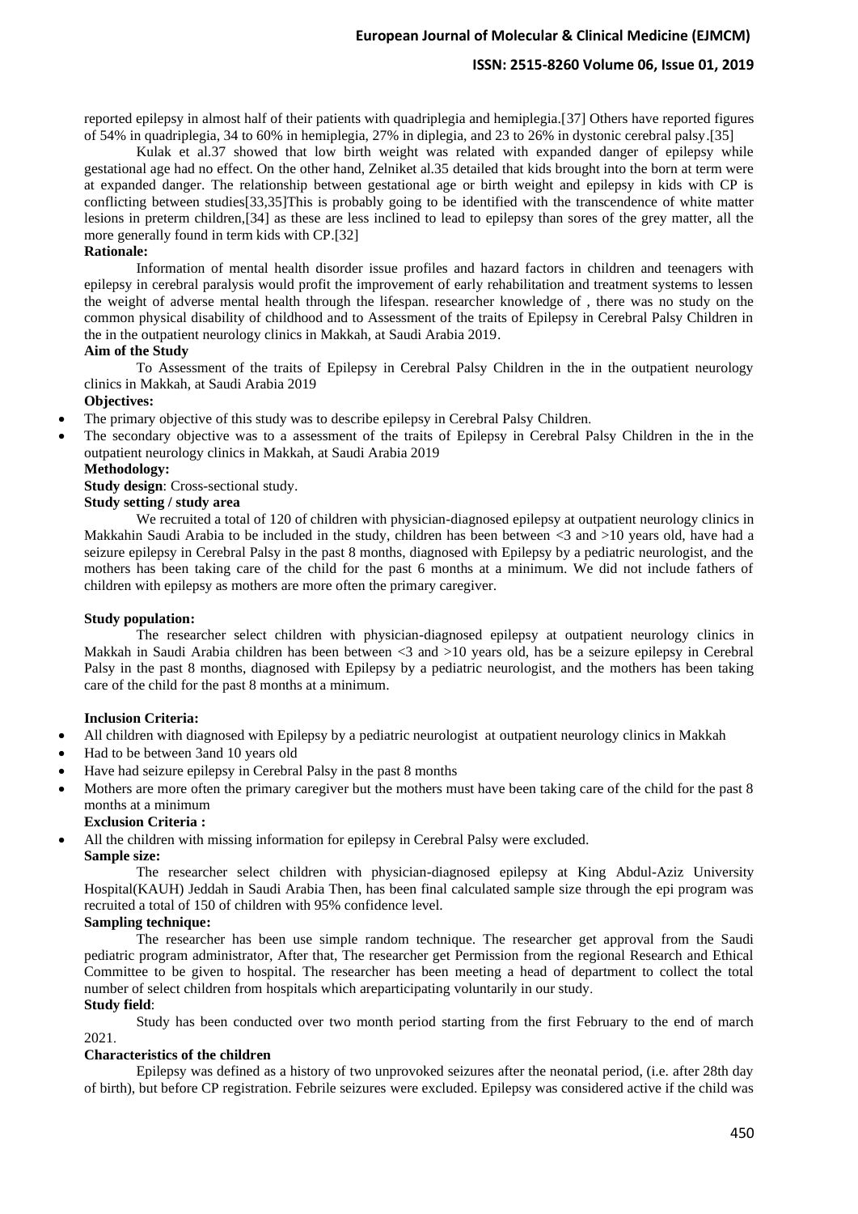reported epilepsy in almost half of their patients with quadriplegia and hemiplegia.[37] Others have reported figures of 54% in quadriplegia, 34 to 60% in hemiplegia, 27% in diplegia, and 23 to 26% in dystonic cerebral palsy.[35]

Kulak et al.37 showed that low birth weight was related with expanded danger of epilepsy while gestational age had no effect. On the other hand, Zelniket al.35 detailed that kids brought into the born at term were at expanded danger. The relationship between gestational age or birth weight and epilepsy in kids with CP is conflicting between studies[33,35]This is probably going to be identified with the transcendence of white matter lesions in preterm children,[34] as these are less inclined to lead to epilepsy than sores of the grey matter, all the more generally found in term kids with CP.[32]

**Rationale:**

Information of mental health disorder issue profiles and hazard factors in children and teenagers with epilepsy in cerebral paralysis would profit the improvement of early rehabilitation and treatment systems to lessen the weight of adverse mental health through the lifespan. researcher knowledge of , there was no study on the common physical disability of childhood and to Assessment of the traits of Epilepsy in Cerebral Palsy Children in the in the outpatient neurology clinics in Makkah, at Saudi Arabia 2019.

**Aim of the Study**

To Assessment of the traits of Epilepsy in Cerebral Palsy Children in the in the outpatient neurology clinics in Makkah, at Saudi Arabia 2019

**Objectives:**

- The primary objective of this study was to describe epilepsy in Cerebral Palsy Children.
- The secondary objective was to a assessment of the traits of Epilepsy in Cerebral Palsy Children in the in the outpatient neurology clinics in Makkah, at Saudi Arabia 2019

**Methodology:**

**Study design**: Cross-sectional study.

**Study setting / study area**

We recruited a total of 120 of children with physician-diagnosed epilepsy at outpatient neurology clinics in Makkahin Saudi Arabia to be included in the study, children has been between <3 and >10 years old, have had a seizure epilepsy in Cerebral Palsy in the past 8 months, diagnosed with Epilepsy by a pediatric neurologist, and the mothers has been taking care of the child for the past 6 months at a minimum. We did not include fathers of children with epilepsy as mothers are more often the primary caregiver.

**Study population:**

The researcher select children with physician-diagnosed epilepsy at outpatient neurology clinics in Makkah in Saudi Arabia children has been between <3 and >10 years old, has be a seizure epilepsy in Cerebral Palsy in the past 8 months, diagnosed with Epilepsy by a pediatric neurologist, and the mothers has been taking care of the child for the past 8 months at a minimum.

**Inclusion Criteria:**

- All children with diagnosed with Epilepsy by a pediatric neurologist at outpatient neurology clinics in Makkah
- Had to be between 3and 10 years old
- Have had seizure epilepsy in Cerebral Palsy in the past 8 months
- Mothers are more often the primary caregiver but the mothers must have been taking care of the child for the past 8 months at a minimum

**Exclusion Criteria :**

- All the children with missing information for epilepsy in Cerebral Palsy were excluded.

**Sample size:**

The researcher select children with physician-diagnosed epilepsy at King Abdul-Aziz University Hospital(KAUH) Jeddah in Saudi Arabia Then, has been final calculated sample size through the epi program was recruited a total of 150 of children with 95% confidence level.

**Sampling technique:**

The researcher has been use simple random technique. The researcher get approval from the Saudi pediatric program administrator, After that, The researcher get Permission from the regional Research and Ethical Committee to be given to hospital. The researcher has been meeting a head of department to collect the total number of select children from hospitals which areparticipating voluntarily in our study.

**Study field**:

Study has been conducted over two month period starting from the first February to the end of march 2021.

**Characteristics of the children**

Epilepsy was defined as a history of two unprovoked seizures after the neonatal period, (i.e. after 28th day of birth), but before CP registration. Febrile seizures were excluded. Epilepsy was considered active if the child was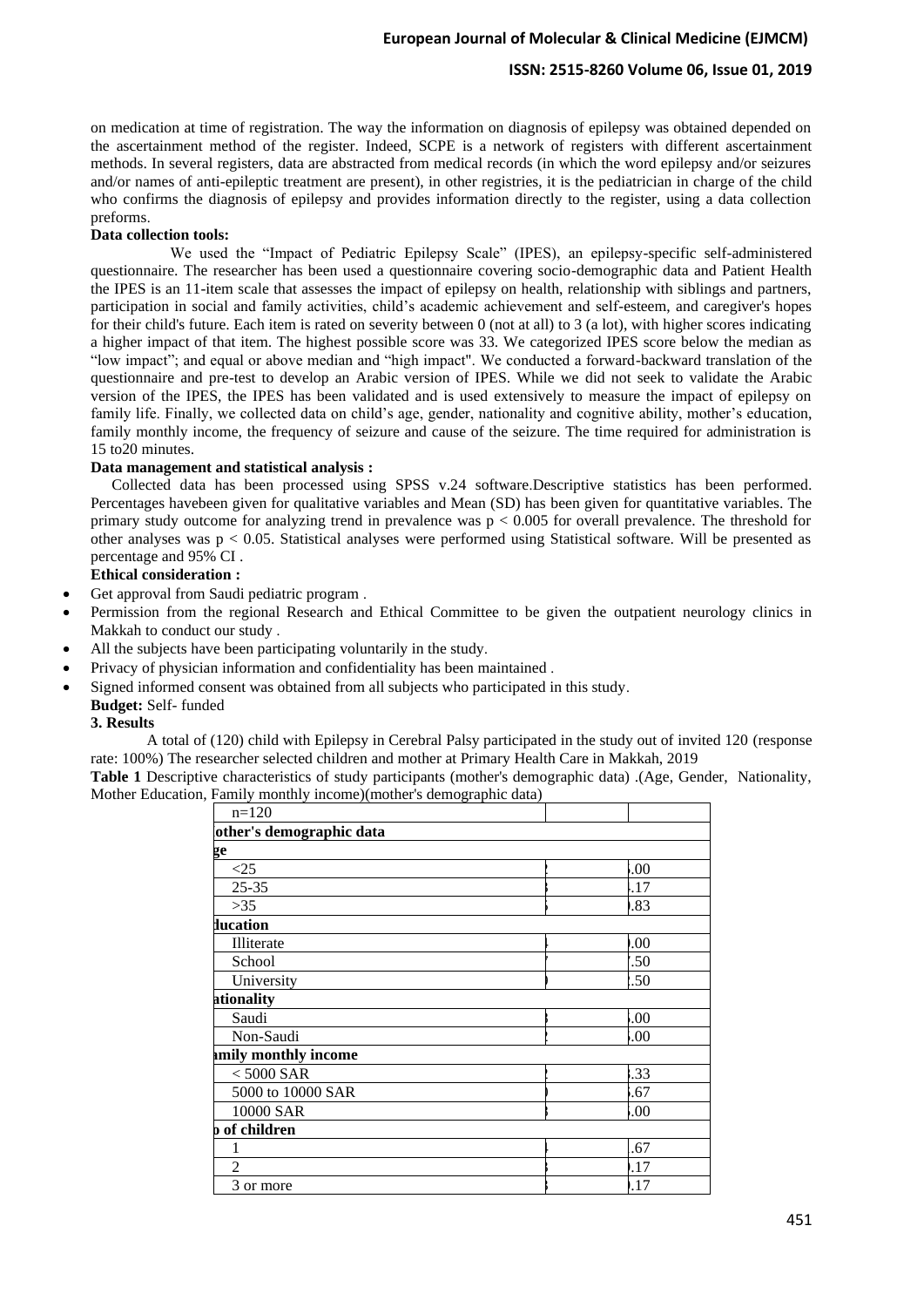on medication at time of registration. The way the information on diagnosis of epilepsy was obtained depended on the ascertainment method of the register. Indeed, SCPE is a network of registers with different ascertainment methods. In several registers, data are abstracted from medical records (in which the word epilepsy and/or seizures and/or names of anti-epileptic treatment are present), in other registries, it is the pediatrician in charge of the child who confirms the diagnosis of epilepsy and provides information directly to the register, using a data collection preforms.

**Data collection tools:**

We used the "Impact of Pediatric Epilepsy Scale" (IPES), an epilepsy-specific self-administered questionnaire. The researcher has been used a questionnaire covering socio-demographic data and Patient Health the IPES is an 11-item scale that assesses the impact of epilepsy on health, relationship with siblings and partners, participation in social and family activities, child's academic achievement and self-esteem, and caregiver's hopes for their child's future. Each item is rated on severity between 0 (not at all) to 3 (a lot), with higher scores indicating a higher impact of that item. The highest possible score was 33. We categorized IPES score below the median as "low impact"; and equal or above median and "high impact". We conducted a forward-backward translation of the questionnaire and pre-test to develop an Arabic version of IPES. While we did not seek to validate the Arabic version of the IPES, the IPES has been validated and is used extensively to measure the impact of epilepsy on family life. Finally, we collected data on child's age, gender, nationality and cognitive ability, mother's education, family monthly income, the frequency of seizure and cause of the seizure. The time required for administration is 15 to20 minutes.

**Data management and statistical analysis :**

Collected data has been processed using SPSS v.24 software.Descriptive statistics has been performed. Percentages havebeen given for qualitative variables and Mean (SD) has been given for quantitative variables. The primary study outcome for analyzing trend in prevalence was $p < 0.005$ for overall prevalence. The threshold for other analyses was $p < 0.05$. Statistical analyses were performed using Statistical software. Will be presented as percentage and 95% CI .

**Ethical consideration :**

- Get approval from Saudi pediatric program .
- Permission from the regional Research and Ethical Committee to be given the outpatient neurology clinics in Makkah to conduct our study .
- All the subjects have been participating voluntarily in the study.
- Privacy of physician information and confidentiality has been maintained .
- Signed informed consent was obtained from all subjects who participated in this study.

**Budget:** Self- funded

## 3. Results

A total of (120) child with Epilepsy in Cerebral Palsy participated in the study out of invited 120 (response rate: 100%) The researcher selected children and mother at Primary Health Care in Makkah, 2019

**Table 1** Descriptive characteristics of study participants (mother's demographic data) .(Age, Gender, Nationality, Mother Education, Family monthly income)(mother's demographic data)

| n=120 | | |
|---|---|---|
| other's demographic data | | |
| ge | | |
| <25 | | .00 |
| 25-35 | | .17 |
| >35 | | .83 |
| ducation | | |
| Illiterate | | .00 |
| School | | .50 |
| University | | .50 |
| ationality | | |
| Saudi | | .00 |
| Non-Saudi | | .00 |
| amily monthly income | | |
| < 5000 SAR | | .33 |
| 5000 to 10000 SAR | | .67 |
| 10000 SAR | | .00 |
| o of children | | |
| 1 | | .67 |
| 2 | | .17 |
| 3 or more | | .17 |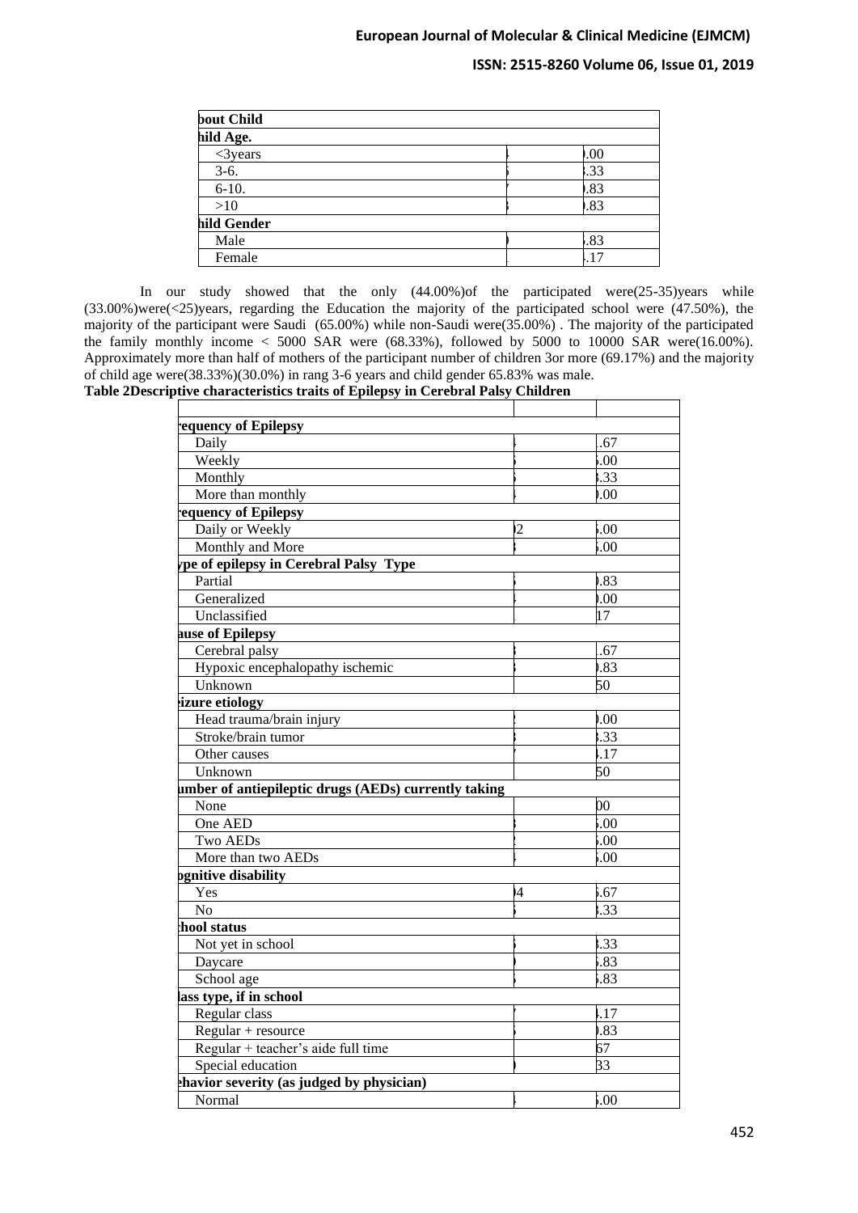| bout Child | | |
|---|---|---|
| hild Age. | | |
| <3years | | ).00 |
| 3-6. | | .33 |
| 6-10. | | ).83 |
| >10 | | ).83 |
| hild Gender | | |
| Male | | .83 |
| Female | | .17 |

In our study showed that the only (44.00%)of the participated were(25-35)years while (33.00%)were(<25)years, regarding the Education the majority of the participated school were (47.50%), the majority of the participant were Saudi (65.00%) while non-Saudi were(35.00%) . The majority of the participated the family monthly income < 5000 SAR were (68.33%), followed by 5000 to 10000 SAR were(16.00%). Approximately more than half of mothers of the participant number of children 3or more (69.17%) and the majority of child age were(38.33%)(30.0%) in rang 3-6 years and child gender 65.83% was male.

**Table 2Descriptive characteristics traits of Epilepsy in Cerebral Palsy Children**

| | | |
|---|---|---|
| requency of Epilepsy | | |
| Daily | | .67 |
| Weekly | | .00 |
| Monthly | | .33 |
| More than monthly | | ).00 |
| requency of Epilepsy | | |
| Daily or Weekly | 2 | .00 |
| Monthly and More | | .00 |
| ype of epilepsy in Cerebral Palsy Type | | |
| Partial | | ).83 |
| Generalized | | ).00 |
| Unclassified | | 17 |
| ause of Epilepsy | | |
| Cerebral palsy | | .67 |
| Hypoxic encephalopathy ischemic | | ).83 |
| Unknown | | 50 |
| eizure etiology | | |
| Head trauma/brain injury | | ).00 |
| Stroke/brain tumor | | .33 |
| Other causes | | .17 |
| Unknown | | 50 |
| umber of antiepileptic drugs (AEDs) currently taking | | |
| None | | 00 |
| One AED | | .00 |
| Two AEDs | | .00 |
| More than two AEDs | | .00 |
| ognitive disability | | |
| Yes | 14 | .67 |
| No | | .33 |
| hool status | | |
| Not yet in school | | .33 |
| Daycare | | .83 |
| School age | | .83 |
| lass type, if in school | | |
| Regular class | | .17 |
| Regular + resource | | ).83 |
| Regular + teacher's aide full time | | 67 |
| Special education | | 33 |
| ehavior severity (as judged by physician) | | |
| Normal | | .00 |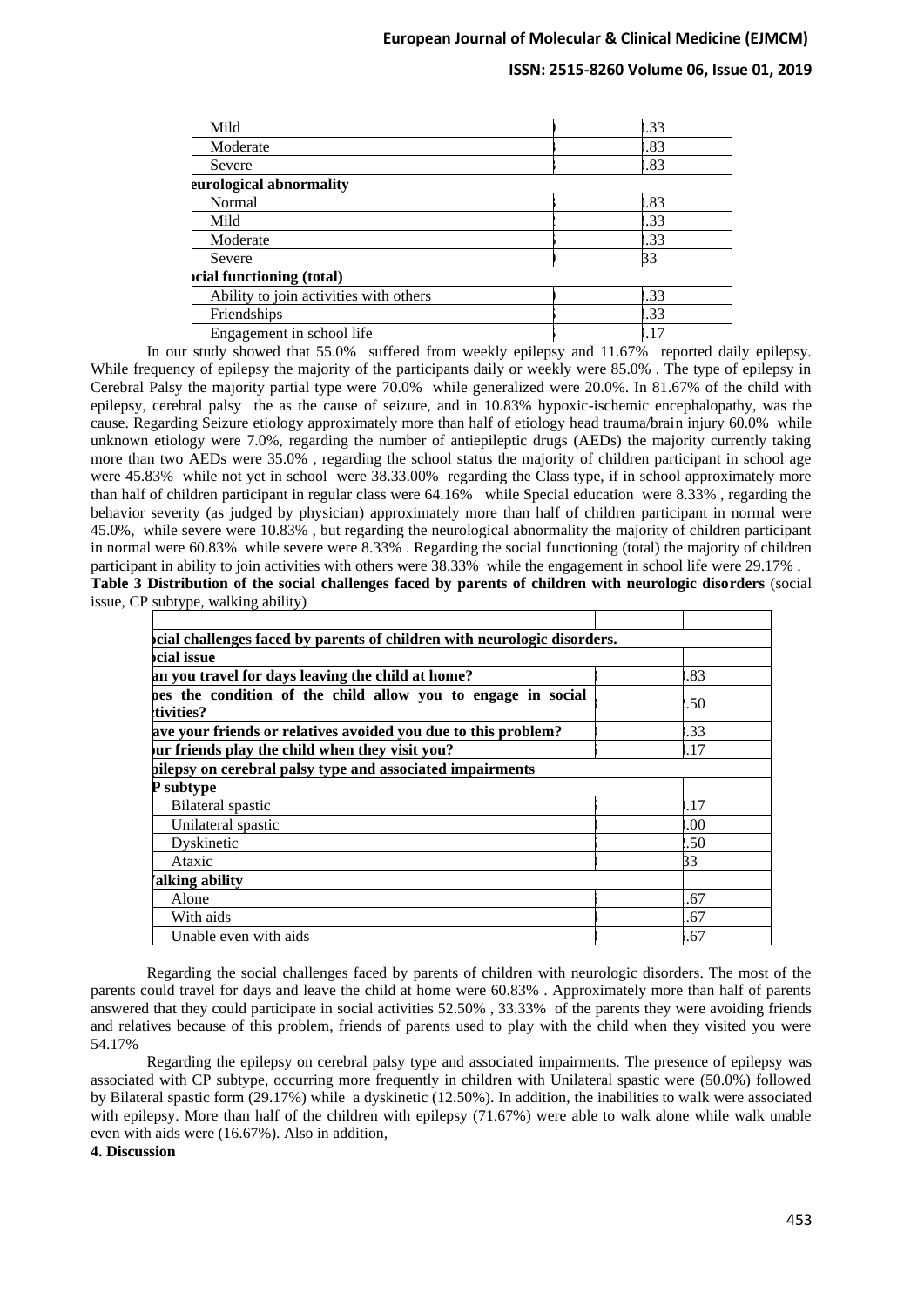| | | |
|---|---|---|
| Mild | ) | .33 |
| Moderate | | ).83 |
| Severe | | ).83 |
| **eurological abnormality** | | |
| Normal | | ).83 |
| Mild | | .33 |
| Moderate | | .33 |
| Severe | ) | 33 |
| **cial functioning (total)** | | |
| Ability to join activities with others | ) | .33 |
| Friendships | | .33 |
| Engagement in school life | | ).17 |

In our study showed that 55.0% suffered from weekly epilepsy and 11.67% reported daily epilepsy. While frequency of epilepsy the majority of the participants daily or weekly were 85.0% . The type of epilepsy in Cerebral Palsy the majority partial type were 70.0% while generalized were 20.0%. In 81.67% of the child with epilepsy, cerebral palsy the as the cause of seizure, and in 10.83% hypoxic-ischemic encephalopathy, was the cause. Regarding Seizure etiology approximately more than half of etiology head trauma/brain injury 60.0% while unknown etiology were 7.0%, regarding the number of antiepileptic drugs (AEDs) the majority currently taking more than two AEDs were 35.0% , regarding the school status the majority of children participant in school age were 45.83% while not yet in school were 38.33.00% regarding the Class type, if in school approximately more than half of children participant in regular class were 64.16% while Special education were 8.33% , regarding the behavior severity (as judged by physician) approximately more than half of children participant in normal were 45.0%, while severe were 10.83% , but regarding the neurological abnormality the majority of children participant in normal were 60.83% while severe were 8.33% . Regarding the social functioning (total) the majority of children participant in ability to join activities with others were 38.33% while the engagement in school life were 29.17% .

**Table 3 Distribution of the social challenges faced by parents of children with neurologic disorders** (social issue, CP subtype, walking ability)

| | | |
|---|---|---|
| **cial challenges faced by parents of children with neurologic disorders.** | | |
| **cial issue** | | |
| **an you travel for days leaving the child at home?** | | ).83 |
| **oes the condition of the child allow you to engage in social tivities?** | | .50 |
| **ave your friends or relatives avoided you due to this problem?** | ) | .33 |
| **ur friends play the child when they visit you?** | | .17 |
| **oilepsy on cerebral palsy type and associated impairments** | | |
| **P subtype** | | |
| Bilateral spastic | | ).17 |
| Unilateral spastic | ) | ).00 |
| Dyskinetic | | .50 |
| Ataxic | ) | 33 |
| **alking ability** | | |
| Alone | | .67 |
| With aids | | .67 |
| Unable even with aids | ) | .67 |

Regarding the social challenges faced by parents of children with neurologic disorders. The most of the parents could travel for days and leave the child at home were 60.83% . Approximately more than half of parents answered that they could participate in social activities 52.50% , 33.33% of the parents they were avoiding friends and relatives because of this problem, friends of parents used to play with the child when they visited you were 54.17%

Regarding the epilepsy on cerebral palsy type and associated impairments. The presence of epilepsy was associated with CP subtype, occurring more frequently in children with Unilateral spastic were (50.0%) followed by Bilateral spastic form (29.17%) while a dyskinetic (12.50%). In addition, the inabilities to walk were associated with epilepsy. More than half of the children with epilepsy (71.67%) were able to walk alone while walk unable even with aids were (16.67%). Also in addition,

## 4. Discussion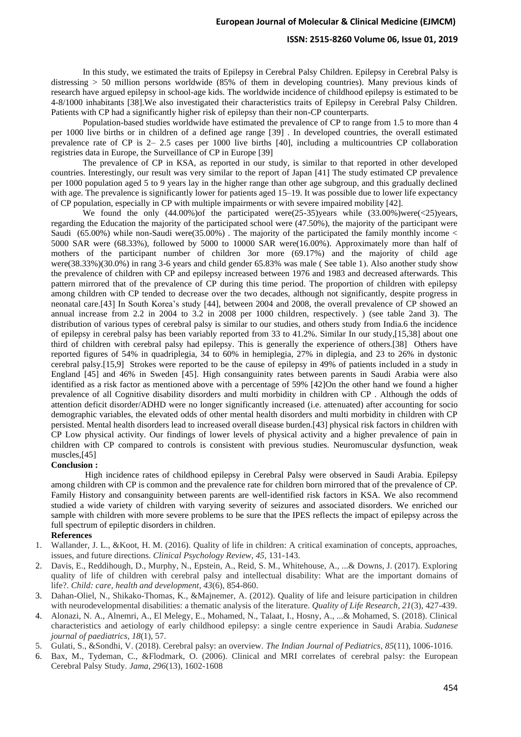In this study, we estimated the traits of Epilepsy in Cerebral Palsy Children. Epilepsy in Cerebral Palsy is distressing > 50 million persons worldwide (85% of them in developing countries). Many previous kinds of research have argued epilepsy in school-age kids. The worldwide incidence of childhood epilepsy is estimated to be 4-8/1000 inhabitants [38].We also investigated their characteristics traits of Epilepsy in Cerebral Palsy Children. Patients with CP had a significantly higher risk of epilepsy than their non-CP counterparts.

Population-based studies worldwide have estimated the prevalence of CP to range from 1.5 to more than 4 per 1000 live births or in children of a defined age range [39] . In developed countries, the overall estimated prevalence rate of CP is 2– 2.5 cases per 1000 live births [40], including a multicountries CP collaboration registries data in Europe, the Surveillance of CP in Europe [39]

The prevalence of CP in KSA, as reported in our study, is similar to that reported in other developed countries. Interestingly, our result was very similar to the report of Japan [41] The study estimated CP prevalence per 1000 population aged 5 to 9 years lay in the higher range than other age subgroup, and this gradually declined with age. The prevalence is significantly lower for patients aged 15–19. It was possible due to lower life expectancy of CP population, especially in CP with multiple impairments or with severe impaired mobility [42].

We found the only (44.00%)of the participated were(25-35)years while (33.00%)were(<25)years, regarding the Education the majority of the participated school were (47.50%), the majority of the participant were Saudi (65.00%) while non-Saudi were(35.00%) . The majority of the participated the family monthly income < 5000 SAR were (68.33%), followed by 5000 to 10000 SAR were(16.00%). Approximately more than half of mothers of the participant number of children 3or more (69.17%) and the majority of child age were(38.33%)(30.0%) in rang 3-6 years and child gender 65.83% was male ( See table 1). Also another study show the prevalence of children with CP and epilepsy increased between 1976 and 1983 and decreased afterwards. This pattern mirrored that of the prevalence of CP during this time period. The proportion of children with epilepsy among children with CP tended to decrease over the two decades, although not significantly, despite progress in neonatal care.[43] In South Korea's study [44], between 2004 and 2008, the overall prevalence of CP showed an annual increase from 2.2 in 2004 to 3.2 in 2008 per 1000 children, respectively. ) (see table 2and 3). The distribution of various types of cerebral palsy is similar to our studies, and others study from India.6 the incidence of epilepsy in cerebral palsy has been variably reported from 33 to 41.2%. Similar In our study,[15,38] about one third of children with cerebral palsy had epilepsy. This is generally the experience of others.[38] Others have reported figures of 54% in quadriplegia, 34 to 60% in hemiplegia, 27% in diplegia, and 23 to 26% in dystonic cerebral palsy.[15,9] Strokes were reported to be the cause of epilepsy in 49% of patients included in a study in England [45] and 46% in Sweden [45]. High consanguinity rates between parents in Saudi Arabia were also identified as a risk factor as mentioned above with a percentage of 59% [42]On the other hand we found a higher prevalence of all Cognitive disability disorders and multi morbidity in children with CP . Although the odds of attention deficit disorder/ADHD were no longer significantly increased (i.e. attenuated) after accounting for socio demographic variables, the elevated odds of other mental health disorders and multi morbidity in children with CP persisted. Mental health disorders lead to increased overall disease burden.[43] physical risk factors in children with CP Low physical activity. Our findings of lower levels of physical activity and a higher prevalence of pain in children with CP compared to controls is consistent with previous studies. Neuromuscular dysfunction, weak muscles,[45]

**Conclusion :**

High incidence rates of childhood epilepsy in Cerebral Palsy were observed in Saudi Arabia. Epilepsy among children with CP is common and the prevalence rate for children born mirrored that of the prevalence of CP. Family History and consanguinity between parents are well-identified risk factors in KSA. We also recommend studied a wide variety of children with varying severity of seizures and associated disorders. We enriched our sample with children with more severe problems to be sure that the IPES reflects the impact of epilepsy across the full spectrum of epileptic disorders in children.

**References**

1. Wallander, J. L., &Koot, H. M. (2016). Quality of life in children: A critical examination of concepts, approaches, issues, and future directions. *Clinical Psychology Review*, *45*, 131-143.
2. Davis, E., Reddihough, D., Murphy, N., Epstein, A., Reid, S. M., Whitehouse, A., ...& Downs, J. (2017). Exploring quality of life of children with cerebral palsy and intellectual disability: What are the important domains of life?. *Child: care, health and development*, *43*(6), 854-860.
3. Dahan-Oliel, N., Shikako-Thomas, K., &Majnemer, A. (2012). Quality of life and leisure participation in children with neurodevelopmental disabilities: a thematic analysis of the literature. *Quality of Life Research*, *21*(3), 427-439.
4. Alonazi, N. A., Alnemri, A., El Melegy, E., Mohamed, N., Talaat, I., Hosny, A., ...& Mohamed, S. (2018). Clinical characteristics and aetiology of early childhood epilepsy: a single centre experience in Saudi Arabia. *Sudanese journal of paediatrics*, *18*(1), 57.
5. Gulati, S., &Sondhi, V. (2018). Cerebral palsy: an overview. *The Indian Journal of Pediatrics*, *85*(11), 1006-1016.
6. Bax, M., Tydeman, C., &Flodmark, O. (2006). Clinical and MRI correlates of cerebral palsy: the European Cerebral Palsy Study. *Jama*, *296*(13), 1602-1608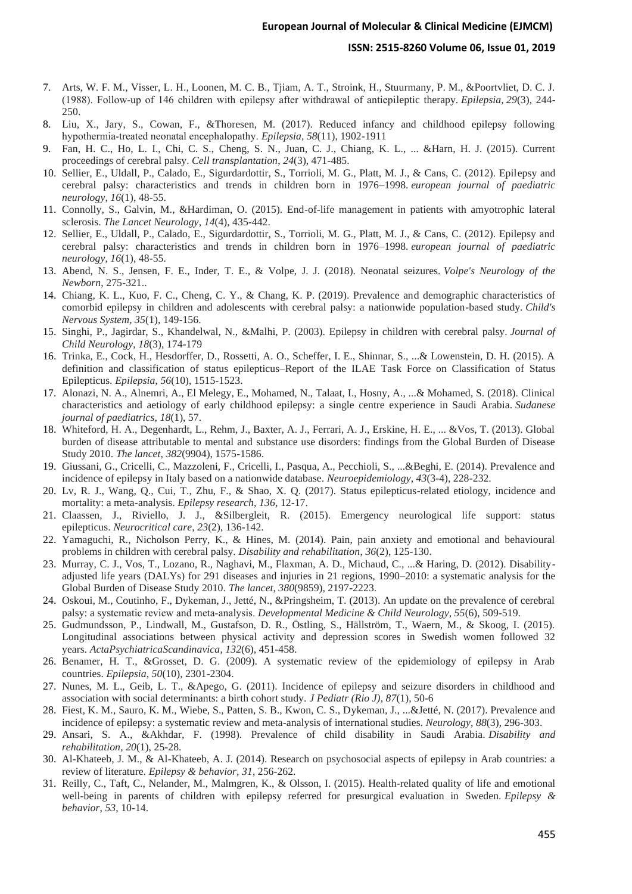7. Arts, W. F. M., Visser, L. H., Loonen, M. C. B., Tjiam, A. T., Stroink, H., Stuurmany, P. M., &Poortvliet, D. C. J. (1988). Follow-up of 146 children with epilepsy after withdrawal of antiepileptic therapy. *Epilepsia*, *29*(3), 244-250.
8. Liu, X., Jary, S., Cowan, F., &Thoresen, M. (2017). Reduced infancy and childhood epilepsy following hypothermia-treated neonatal encephalopathy. *Epilepsia*, *58*(11), 1902-1911
9. Fan, H. C., Ho, L. I., Chi, C. S., Cheng, S. N., Juan, C. J., Chiang, K. L., ... &Harn, H. J. (2015). Current proceedings of cerebral palsy. *Cell transplantation*, *24*(3), 471-485.
10. Sellier, E., Uldall, P., Calado, E., Sigurdardottir, S., Torrioli, M. G., Platt, M. J., & Cans, C. (2012). Epilepsy and cerebral palsy: characteristics and trends in children born in 1976–1998. *european journal of paediatric neurology*, *16*(1), 48-55.
11. Connolly, S., Galvin, M., &Hardiman, O. (2015). End-of-life management in patients with amyotrophic lateral sclerosis. *The Lancet Neurology*, *14*(4), 435-442.
12. Sellier, E., Uldall, P., Calado, E., Sigurdardottir, S., Torrioli, M. G., Platt, M. J., & Cans, C. (2012). Epilepsy and cerebral palsy: characteristics and trends in children born in 1976–1998. *european journal of paediatric neurology*, *16*(1), 48-55.
13. Abend, N. S., Jensen, F. E., Inder, T. E., & Volpe, J. J. (2018). Neonatal seizures. *Volpe's Neurology of the Newborn*, 275-321..
14. Chiang, K. L., Kuo, F. C., Cheng, C. Y., & Chang, K. P. (2019). Prevalence and demographic characteristics of comorbid epilepsy in children and adolescents with cerebral palsy: a nationwide population-based study. *Child's Nervous System*, *35*(1), 149-156.
15. Singhi, P., Jagirdar, S., Khandelwal, N., &Malhi, P. (2003). Epilepsy in children with cerebral palsy. *Journal of Child Neurology*, *18*(3), 174-179
16. Trinka, E., Cock, H., Hesdorffer, D., Rossetti, A. O., Scheffer, I. E., Shinnar, S., ...& Lowenstein, D. H. (2015). A definition and classification of status epilepticus–Report of the ILAE Task Force on Classification of Status Epilepticus. *Epilepsia*, *56*(10), 1515-1523.
17. Alonazi, N. A., Alnemri, A., El Melegy, E., Mohamed, N., Talaat, I., Hosny, A., ...& Mohamed, S. (2018). Clinical characteristics and aetiology of early childhood epilepsy: a single centre experience in Saudi Arabia. *Sudanese journal of paediatrics*, *18*(1), 57.
18. Whiteford, H. A., Degenhardt, L., Rehm, J., Baxter, A. J., Ferrari, A. J., Erskine, H. E., ... &Vos, T. (2013). Global burden of disease attributable to mental and substance use disorders: findings from the Global Burden of Disease Study 2010. *The lancet*, *382*(9904), 1575-1586.
19. Giussani, G., Cricelli, C., Mazzoleni, F., Cricelli, I., Pasqua, A., Pecchioli, S., ...&Beghi, E. (2014). Prevalence and incidence of epilepsy in Italy based on a nationwide database. *Neuroepidemiology*, *43*(3-4), 228-232.
20. Lv, R. J., Wang, Q., Cui, T., Zhu, F., & Shao, X. Q. (2017). Status epilepticus-related etiology, incidence and mortality: a meta-analysis. *Epilepsy research*, *136*, 12-17.
21. Claassen, J., Riviello, J. J., &Silbergleit, R. (2015). Emergency neurological life support: status epilepticus. *Neurocritical care*, *23*(2), 136-142.
22. Yamaguchi, R., Nicholson Perry, K., & Hines, M. (2014). Pain, pain anxiety and emotional and behavioural problems in children with cerebral palsy. *Disability and rehabilitation*, *36*(2), 125-130.
23. Murray, C. J., Vos, T., Lozano, R., Naghavi, M., Flaxman, A. D., Michaud, C., ...& Haring, D. (2012). Disability-adjusted life years (DALYs) for 291 diseases and injuries in 21 regions, 1990–2010: a systematic analysis for the Global Burden of Disease Study 2010. *The lancet*, *380*(9859), 2197-2223.
24. Oskoui, M., Coutinho, F., Dykeman, J., Jetté, N., &Pringsheim, T. (2013). An update on the prevalence of cerebral palsy: a systematic review and meta-analysis. *Developmental Medicine & Child Neurology*, *55*(6), 509-519.
25. Gudmundsson, P., Lindwall, M., Gustafson, D. R., Östling, S., Hällström, T., Waern, M., & Skoog, I. (2015). Longitudinal associations between physical activity and depression scores in Swedish women followed 32 years. *ActaPsychiatricaScandinavica*, *132*(6), 451-458.
26. Benamer, H. T., &Grosset, D. G. (2009). A systematic review of the epidemiology of epilepsy in Arab countries. *Epilepsia*, *50*(10), 2301-2304.
27. Nunes, M. L., Geib, L. T., &Apego, G. (2011). Incidence of epilepsy and seizure disorders in childhood and association with social determinants: a birth cohort study. *J Pediatr (Rio J)*, *87*(1), 50-6
28. Fiest, K. M., Sauro, K. M., Wiebe, S., Patten, S. B., Kwon, C. S., Dykeman, J., ...&Jetté, N. (2017). Prevalence and incidence of epilepsy: a systematic review and meta-analysis of international studies. *Neurology*, *88*(3), 296-303.
29. Ansari, S. A., &Akhdar, F. (1998). Prevalence of child disability in Saudi Arabia. *Disability and rehabilitation*, *20*(1), 25-28.
30. Al-Khateeb, J. M., & Al-Khateeb, A. J. (2014). Research on psychosocial aspects of epilepsy in Arab countries: a review of literature. *Epilepsy & behavior*, *31*, 256-262.
31. Reilly, C., Taft, C., Nelander, M., Malmgren, K., & Olsson, I. (2015). Health-related quality of life and emotional well-being in parents of children with epilepsy referred for presurgical evaluation in Sweden. *Epilepsy & behavior*, *53*, 10-14.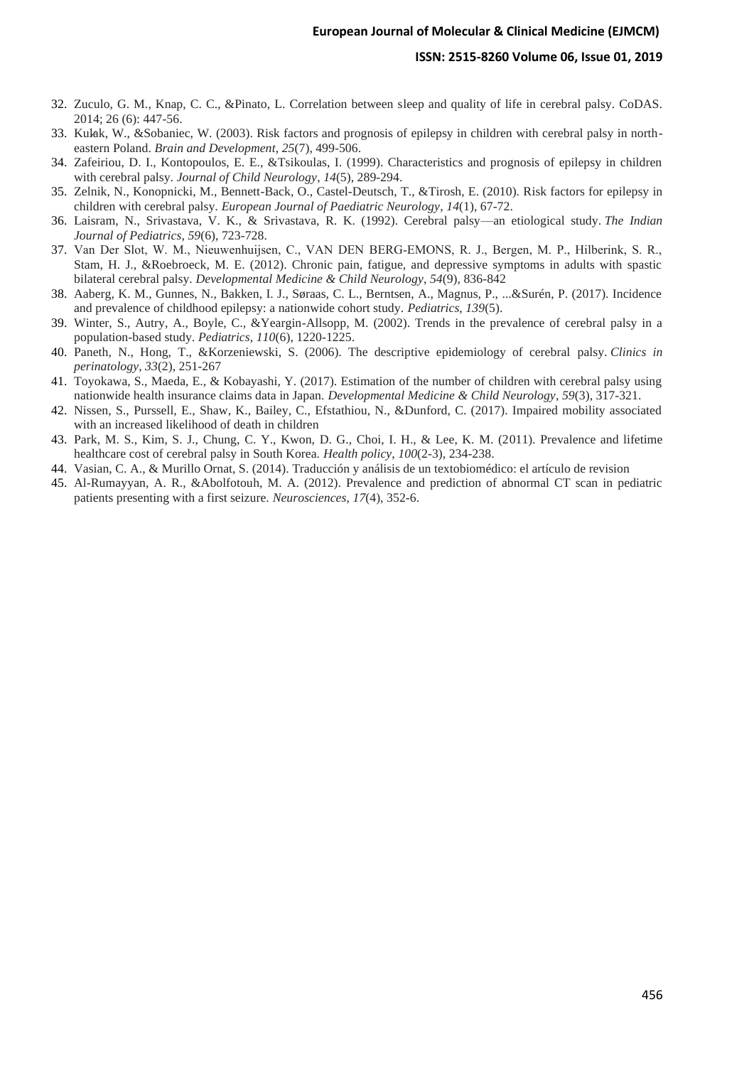32. Zuculo, G. M., Knap, C. C., &Pinato, L. Correlation between sleep and quality of life in cerebral palsy. CoDAS. 2014; 26 (6): 447-56.
33. Kułak, W., &Sobaniec, W. (2003). Risk factors and prognosis of epilepsy in children with cerebral palsy in north-eastern Poland. *Brain and Development*, *25*(7), 499-506.
34. Zafeiriou, D. I., Kontopoulos, E. E., &Tsikoulas, I. (1999). Characteristics and prognosis of epilepsy in children with cerebral palsy. *Journal of Child Neurology*, *14*(5), 289-294.
35. Zelnik, N., Konopnicki, M., Bennett-Back, O., Castel-Deutsch, T., &Tirosh, E. (2010). Risk factors for epilepsy in children with cerebral palsy. *European Journal of Paediatric Neurology*, *14*(1), 67-72.
36. Laisram, N., Srivastava, V. K., & Srivastava, R. K. (1992). Cerebral palsy—an etiological study. *The Indian Journal of Pediatrics*, *59*(6), 723-728.
37. Van Der Slot, W. M., Nieuwenhuijsen, C., VAN DEN BERG-EMONS, R. J., Bergen, M. P., Hilberink, S. R., Stam, H. J., &Roebroeck, M. E. (2012). Chronic pain, fatigue, and depressive symptoms in adults with spastic bilateral cerebral palsy. *Developmental Medicine & Child Neurology*, *54*(9), 836-842
38. Aaberg, K. M., Gunnes, N., Bakken, I. J., Søraas, C. L., Berntsen, A., Magnus, P., ...&Surén, P. (2017). Incidence and prevalence of childhood epilepsy: a nationwide cohort study. *Pediatrics*, *139*(5).
39. Winter, S., Autry, A., Boyle, C., &Yeargin-Allsopp, M. (2002). Trends in the prevalence of cerebral palsy in a population-based study. *Pediatrics*, *110*(6), 1220-1225.
40. Paneth, N., Hong, T., &Korzeniewski, S. (2006). The descriptive epidemiology of cerebral palsy. *Clinics in perinatology*, *33*(2), 251-267
41. Toyokawa, S., Maeda, E., & Kobayashi, Y. (2017). Estimation of the number of children with cerebral palsy using nationwide health insurance claims data in Japan. *Developmental Medicine & Child Neurology*, *59*(3), 317-321.
42. Nissen, S., Purssell, E., Shaw, K., Bailey, C., Efstathiou, N., &Dunford, C. (2017). Impaired mobility associated with an increased likelihood of death in children
43. Park, M. S., Kim, S. J., Chung, C. Y., Kwon, D. G., Choi, I. H., & Lee, K. M. (2011). Prevalence and lifetime healthcare cost of cerebral palsy in South Korea. *Health policy*, *100*(2-3), 234-238.
44. Vasian, C. A., & Murillo Ornat, S. (2014). Traducción y análisis de un textobiomédico: el artículo de revision
45. Al-Rumayyan, A. R., &Abolfotouh, M. A. (2012). Prevalence and prediction of abnormal CT scan in pediatric patients presenting with a first seizure. *Neurosciences*, *17*(4), 352-6.